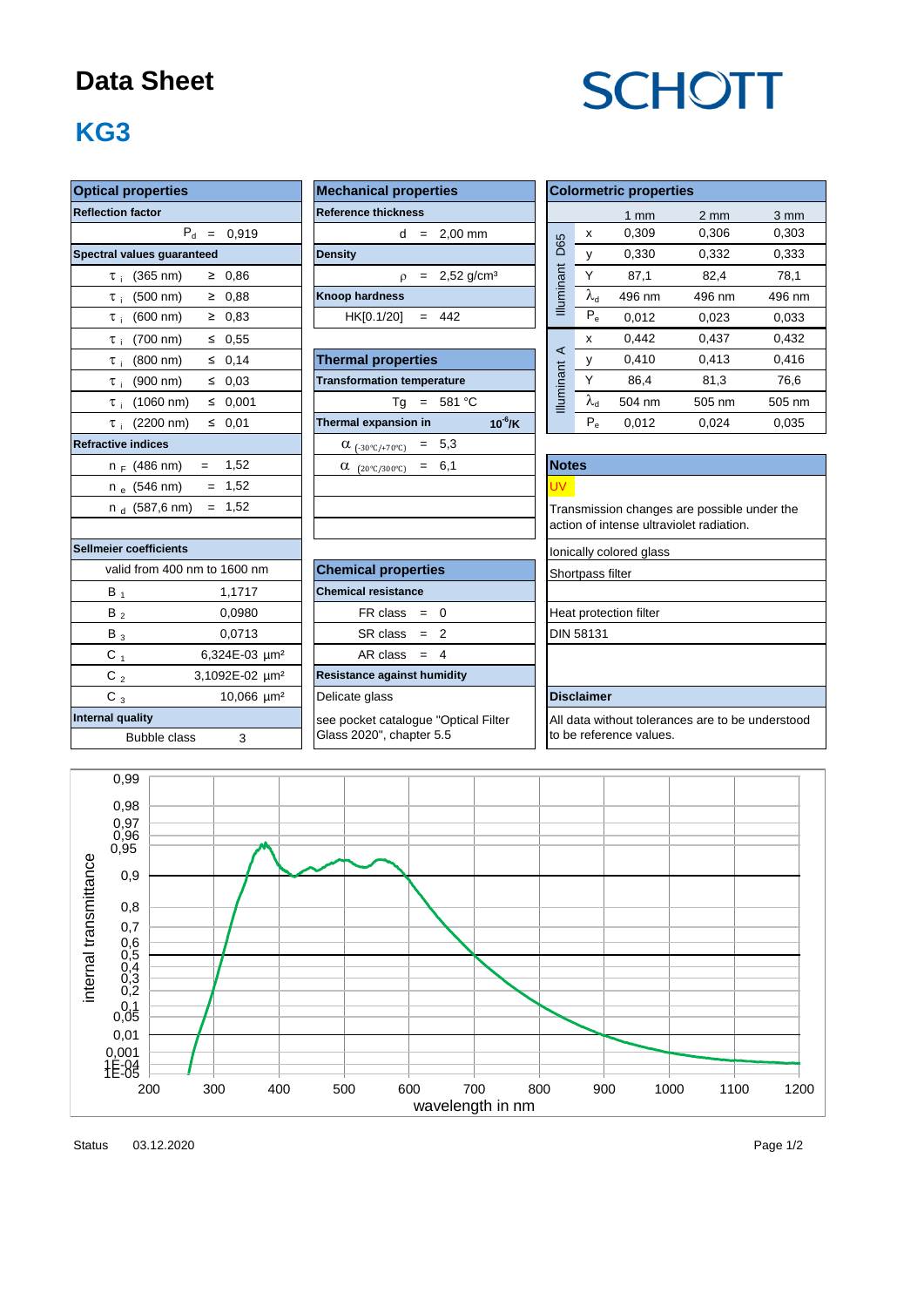# Data Sheet

SCHOTT

## KG3

### Optical properties

| Reflection factor | |
|---|---|
| $P_d$ = 0,919 | |

| Spectral values guaranteed | |
|---|---|
| $\tau_i$ (365 nm) | ≥ 0,86 |
| $\tau_i$ (500 nm) | ≥ 0,88 |
| $\tau_i$ (600 nm) | ≥ 0,83 |
| $\tau_i$ (700 nm) | ≤ 0,55 |
| $\tau_i$ (800 nm) | ≤ 0,14 |
| $\tau_i$ (900 nm) | ≤ 0,03 |
| $\tau_i$ (1060 nm) | ≤ 0,001 |
| $\tau_i$ (2200 nm) | ≤ 0,01 |

| Refractive indices | |
|---|---|
| $n_F$ (486 nm) | = 1,52 |
| $n_e$ (546 nm) | = 1,52 |
| $n_d$ (587,6 nm) | = 1,52 |

| Sellmeier coefficients | |
|---|---|
| valid from 400 nm to 1600 nm | |
| $B_1$ | 1,1717 |
| $B_2$ | 0,0980 |
| $B_3$ | 0,0713 |
| $C_1$ | 6,324E-03 µm² |
| $C_2$ | 3,1092E-02 µm² |
| $C_3$ | 10,066 µm² |

| Internal quality | |
|---|---|
| Bubble class | 3 |

### Mechanical properties

| Reference thickness | |
|---|---|
| d = 2,00 mm | |
| **Density** | |
| $\rho$ = 2,52 g/cm³ | |
| **Knoop hardness** | |
| HK[0.1/20] = 442 | |

### Thermal properties

| Transformation temperature | |
|---|---|
| Tg = 581 °C | |
| **Thermal expansion in** | $10^{-6}$/K |
| $\alpha_{(-30°C/+70°C)}$ = 5,3 | |
| $\alpha_{(20°C/300°C)}$ = 6,1 | |

### Chemical properties

| Chemical resistance | |
|---|---|
| FR class = 0 | |
| SR class = 2 | |
| AR class = 4 | |
| **Resistance against humidity** | |
| Delicate glass | |
| see pocket catalogue "Optical Filter Glass 2020", chapter 5.5 | |

### Colormetric properties

| | | 1 mm | 2 mm | 3 mm |
|---|---|---|---|---|
| Illuminant D65 | x | 0,309 | 0,306 | 0,303 |
| | y | 0,330 | 0,332 | 0,333 |
| | Y | 87,1 | 82,4 | 78,1 |
| | $\lambda_d$ | 496 nm | 496 nm | 496 nm |
| | $P_e$ | 0,012 | 0,023 | 0,033 |
| Illuminant A | x | 0,442 | 0,437 | 0,432 |
| | y | 0,410 | 0,413 | 0,416 |
| | Y | 86,4 | 81,3 | 76,6 |
| | $\lambda_d$ | 504 nm | 505 nm | 505 nm |
| | $P_e$ | 0,012 | 0,024 | 0,035 |

### Notes

UV

Transmission changes are possible under the action of intense ultraviolet radiation.

Ionically colored glass

Shortpass filter

Heat protection filter

DIN 58131

### Disclaimer

All data without tolerances are to be understood to be reference values.

Status 03.12.2020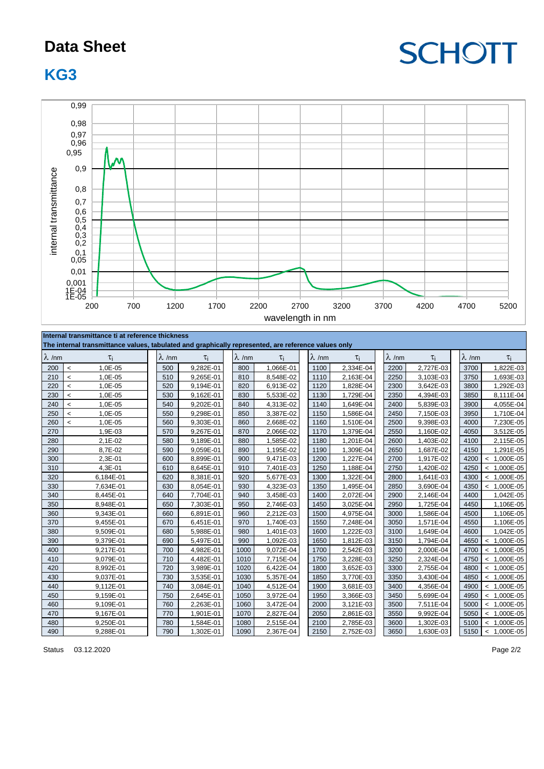# Data Sheet

SCHOTT

## KG3

0,99
0,98
0,97
0,96
0,95
0,9
0,8
0,7
0,6
0,5
0,4
0,3
0,2
0,1
0,05
0,01
0,001
1E-04
1E-05

internal transmittance

200 700 1200 1700 2200 2700 3200 3700 4200 4700 5200

wavelength in nm

**Internal transmittance ti at reference thickness**

**The internal transmittance values, tabulated and graphically represented, are reference values only**

| λ /nm | | $\tau_i$ | λ /nm | $\tau_i$ | λ /nm | $\tau_i$ | λ /nm | $\tau_i$ | λ /nm | $\tau_i$ | λ /nm | | $\tau_i$ |
|---|---|---|---|---|---|---|---|---|---|---|---|---|---|
| 200 | < | 1,0E-05 | 500 | 9,282E-01 | 800 | 1,066E-01 | 1100 | 2,334E-04 | 2200 | 2,727E-03 | 3700 | | 1,822E-03 |
| 210 | < | 1,0E-05 | 510 | 9,265E-01 | 810 | 8,548E-02 | 1110 | 2,163E-04 | 2250 | 3,103E-03 | 3750 | | 1,693E-03 |
| 220 | < | 1,0E-05 | 520 | 9,194E-01 | 820 | 6,913E-02 | 1120 | 1,828E-04 | 2300 | 3,642E-03 | 3800 | | 1,292E-03 |
| 230 | < | 1,0E-05 | 530 | 9,162E-01 | 830 | 5,533E-02 | 1130 | 1,729E-04 | 2350 | 4,394E-03 | 3850 | | 8,111E-04 |
| 240 | < | 1,0E-05 | 540 | 9,202E-01 | 840 | 4,313E-02 | 1140 | 1,649E-04 | 2400 | 5,839E-03 | 3900 | | 4,055E-04 |
| 250 | < | 1,0E-05 | 550 | 9,298E-01 | 850 | 3,387E-02 | 1150 | 1,586E-04 | 2450 | 7,150E-03 | 3950 | | 1,710E-04 |
| 260 | < | 1,0E-05 | 560 | 9,303E-01 | 860 | 2,668E-02 | 1160 | 1,510E-04 | 2500 | 9,398E-03 | 4000 | | 7,230E-05 |
| 270 | | 1,9E-03 | 570 | 9,267E-01 | 870 | 2,066E-02 | 1170 | 1,379E-04 | 2550 | 1,160E-02 | 4050 | | 3,512E-05 |
| 280 | | 2,1E-02 | 580 | 9,189E-01 | 880 | 1,585E-02 | 1180 | 1,201E-04 | 2600 | 1,403E-02 | 4100 | | 2,115E-05 |
| 290 | | 8,7E-02 | 590 | 9,059E-01 | 890 | 1,195E-02 | 1190 | 1,309E-04 | 2650 | 1,687E-02 | 4150 | | 1,291E-05 |
| 300 | | 2,3E-01 | 600 | 8,899E-01 | 900 | 9,471E-03 | 1200 | 1,227E-04 | 2700 | 1,917E-02 | 4200 | < | 1,000E-05 |
| 310 | | 4,3E-01 | 610 | 8,645E-01 | 910 | 7,401E-03 | 1250 | 1,188E-04 | 2750 | 1,420E-02 | 4250 | < | 1,000E-05 |
| 320 | | 6,184E-01 | 620 | 8,381E-01 | 920 | 5,677E-03 | 1300 | 1,322E-04 | 2800 | 1,641E-03 | 4300 | < | 1,000E-05 |
| 330 | | 7,634E-01 | 630 | 8,054E-01 | 930 | 4,323E-03 | 1350 | 1,495E-04 | 2850 | 3,690E-04 | 4350 | < | 1,000E-05 |
| 340 | | 8,445E-01 | 640 | 7,704E-01 | 940 | 3,458E-03 | 1400 | 2,072E-04 | 2900 | 2,146E-04 | 4400 | | 1,042E-05 |
| 350 | | 8,948E-01 | 650 | 7,303E-01 | 950 | 2,746E-03 | 1450 | 3,025E-04 | 2950 | 1,725E-04 | 4450 | | 1,106E-05 |
| 360 | | 9,343E-01 | 660 | 6,891E-01 | 960 | 2,212E-03 | 1500 | 4,975E-04 | 3000 | 1,586E-04 | 4500 | | 1,106E-05 |
| 370 | | 9,455E-01 | 670 | 6,451E-01 | 970 | 1,740E-03 | 1550 | 7,248E-04 | 3050 | 1,571E-04 | 4550 | | 1,106E-05 |
| 380 | | 9,509E-01 | 680 | 5,988E-01 | 980 | 1,401E-03 | 1600 | 1,222E-03 | 3100 | 1,649E-04 | 4600 | | 1,042E-05 |
| 390 | | 9,379E-01 | 690 | 5,497E-01 | 990 | 1,092E-03 | 1650 | 1,812E-03 | 3150 | 1,794E-04 | 4650 | < | 1,000E-05 |
| 400 | | 9,217E-01 | 700 | 4,982E-01 | 1000 | 9,072E-04 | 1700 | 2,542E-03 | 3200 | 2,000E-04 | 4700 | < | 1,000E-05 |
| 410 | | 9,079E-01 | 710 | 4,482E-01 | 1010 | 7,715E-04 | 1750 | 3,228E-03 | 3250 | 2,324E-04 | 4750 | < | 1,000E-05 |
| 420 | | 8,992E-01 | 720 | 3,989E-01 | 1020 | 6,422E-04 | 1800 | 3,652E-03 | 3300 | 2,755E-04 | 4800 | < | 1,000E-05 |
| 430 | | 9,037E-01 | 730 | 3,535E-01 | 1030 | 5,357E-04 | 1850 | 3,770E-03 | 3350 | 3,430E-04 | 4850 | < | 1,000E-05 |
| 440 | | 9,112E-01 | 740 | 3,084E-01 | 1040 | 4,512E-04 | 1900 | 3,681E-03 | 3400 | 4,356E-04 | 4900 | < | 1,000E-05 |
| 450 | | 9,159E-01 | 750 | 2,645E-01 | 1050 | 3,972E-04 | 1950 | 3,366E-03 | 3450 | 5,699E-04 | 4950 | < | 1,000E-05 |
| 460 | | 9,109E-01 | 760 | 2,263E-01 | 1060 | 3,472E-04 | 2000 | 3,121E-03 | 3500 | 7,511E-04 | 5000 | < | 1,000E-05 |
| 470 | | 9,167E-01 | 770 | 1,901E-01 | 1070 | 2,827E-04 | 2050 | 2,861E-03 | 3550 | 9,992E-04 | 5050 | < | 1,000E-05 |
| 480 | | 9,250E-01 | 780 | 1,584E-01 | 1080 | 2,515E-04 | 2100 | 2,785E-03 | 3600 | 1,302E-03 | 5100 | < | 1,000E-05 |
| 490 | | 9,288E-01 | 790 | 1,302E-01 | 1090 | 2,367E-04 | 2150 | 2,752E-03 | 3650 | 1,630E-03 | 5150 | < | 1,000E-05 |

Status 03.12.2020